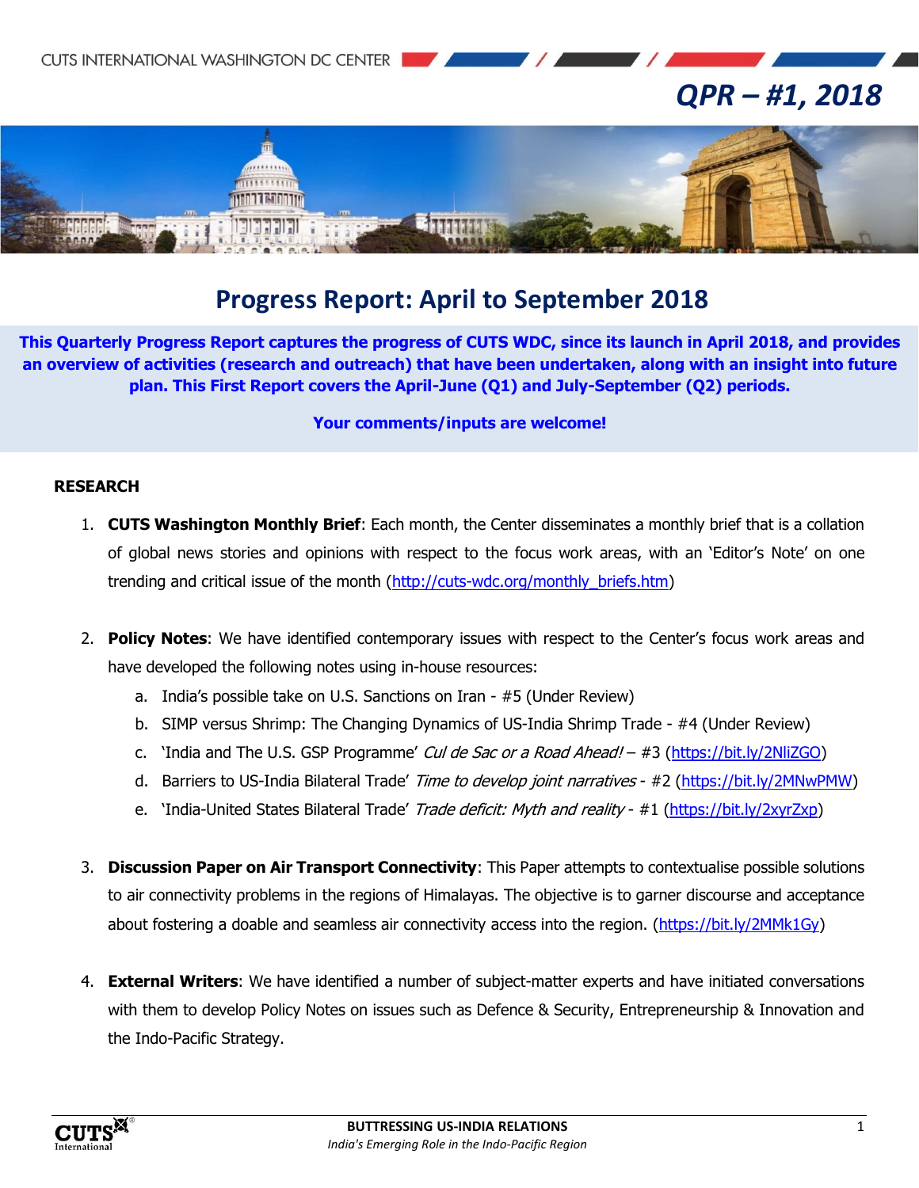CUTS INTERNATIONAL WASHINGTON DC CENTER

# QPR – #1, 2018

## Progress Report: April to September 2018

**This Quarterly Progress Report captures the progress of CUTS WDC, since its launch in April 2018, and provides an overview of activities (research and outreach) that have been undertaken, along with an insight into future plan. This First Report covers the April-June (Q1) and July-September (Q2) periods.**

**Your comments/inputs are welcome!**

### RESEARCH

1. **CUTS Washington Monthly Brief**: Each month, the Center disseminates a monthly brief that is a collation of global news stories and opinions with respect to the focus work areas, with an 'Editor's Note' on one trending and critical issue of the month (http://cuts-wdc.org/monthly_briefs.htm)

2. **Policy Notes**: We have identified contemporary issues with respect to the Center's focus work areas and have developed the following notes using in-house resources:
   a. India's possible take on U.S. Sanctions on Iran - #5 (Under Review)
   b. SIMP versus Shrimp: The Changing Dynamics of US-India Shrimp Trade - #4 (Under Review)
   c. 'India and The U.S. GSP Programme' *Cul de Sac or a Road Ahead!* – #3 (https://bit.ly/2NliZGO)
   d. Barriers to US-India Bilateral Trade' *Time to develop joint narratives* - #2 (https://bit.ly/2MNwPMW)
   e. 'India-United States Bilateral Trade' *Trade deficit: Myth and reality* - #1 (https://bit.ly/2xyrZxp)

3. **Discussion Paper on Air Transport Connectivity**: This Paper attempts to contextualise possible solutions to air connectivity problems in the regions of Himalayas. The objective is to garner discourse and acceptance about fostering a doable and seamless air connectivity access into the region. (https://bit.ly/2MMk1Gy)

4. **External Writers**: We have identified a number of subject-matter experts and have initiated conversations with them to develop Policy Notes on issues such as Defence & Security, Entrepreneurship & Innovation and the Indo-Pacific Strategy.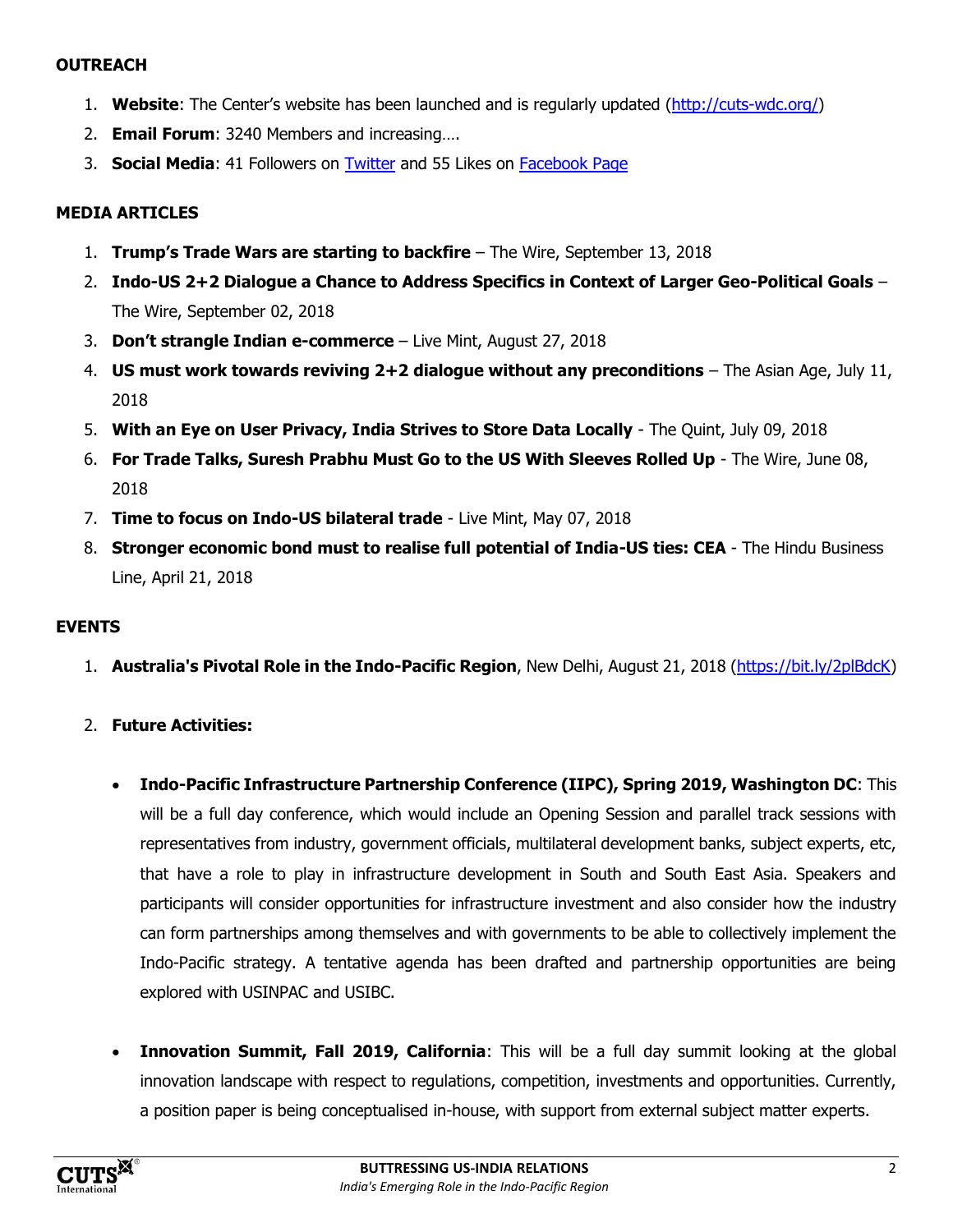## OUTREACH

1. **Website**: The Center's website has been launched and is regularly updated ([http://cuts-wdc.org/](http://cuts-wdc.org/))
2. **Email Forum**: 3240 Members and increasing….
3. **Social Media**: 41 Followers on Twitter and 55 Likes on Facebook Page

## MEDIA ARTICLES

1. **Trump's Trade Wars are starting to backfire** – The Wire, September 13, 2018
2. **Indo-US 2+2 Dialogue a Chance to Address Specifics in Context of Larger Geo-Political Goals** – The Wire, September 02, 2018
3. **Don't strangle Indian e-commerce** – Live Mint, August 27, 2018
4. **US must work towards reviving 2+2 dialogue without any preconditions** – The Asian Age, July 11, 2018
5. **With an Eye on User Privacy, India Strives to Store Data Locally** - The Quint, July 09, 2018
6. **For Trade Talks, Suresh Prabhu Must Go to the US With Sleeves Rolled Up** - The Wire, June 08, 2018
7. **Time to focus on Indo-US bilateral trade** - Live Mint, May 07, 2018
8. **Stronger economic bond must to realise full potential of India-US ties: CEA** - The Hindu Business Line, April 21, 2018

## EVENTS

1. **Australia's Pivotal Role in the Indo-Pacific Region**, New Delhi, August 21, 2018 ([https://bit.ly/2plBdcK](https://bit.ly/2plBdcK))

2. **Future Activities:**

   - **Indo-Pacific Infrastructure Partnership Conference (IIPC), Spring 2019, Washington DC**: This will be a full day conference, which would include an Opening Session and parallel track sessions with representatives from industry, government officials, multilateral development banks, subject experts, etc, that have a role to play in infrastructure development in South and South East Asia. Speakers and participants will consider opportunities for infrastructure investment and also consider how the industry can form partnerships among themselves and with governments to be able to collectively implement the Indo-Pacific strategy. A tentative agenda has been drafted and partnership opportunities are being explored with USINPAC and USIBC.

   - **Innovation Summit, Fall 2019, California**: This will be a full day summit looking at the global innovation landscape with respect to regulations, competition, investments and opportunities. Currently, a position paper is being conceptualised in-house, with support from external subject matter experts.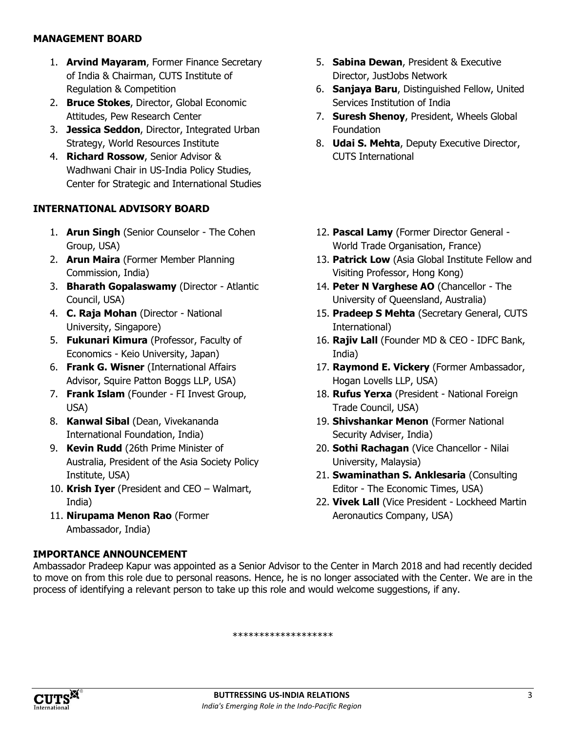**MANAGEMENT BOARD**

1. **Arvind Mayaram**, Former Finance Secretary of India & Chairman, CUTS Institute of Regulation & Competition
2. **Bruce Stokes**, Director, Global Economic Attitudes, Pew Research Center
3. **Jessica Seddon**, Director, Integrated Urban Strategy, World Resources Institute
4. **Richard Rossow**, Senior Advisor & Wadhwani Chair in US-India Policy Studies, Center for Strategic and International Studies
5. **Sabina Dewan**, President & Executive Director, JustJobs Network
6. **Sanjaya Baru**, Distinguished Fellow, United Services Institution of India
7. **Suresh Shenoy**, President, Wheels Global Foundation
8. **Udai S. Mehta**, Deputy Executive Director, CUTS International

**INTERNATIONAL ADVISORY BOARD**

1. **Arun Singh** (Senior Counselor - The Cohen Group, USA)
2. **Arun Maira** (Former Member Planning Commission, India)
3. **Bharath Gopalaswamy** (Director - Atlantic Council, USA)
4. **C. Raja Mohan** (Director - National University, Singapore)
5. **Fukunari Kimura** (Professor, Faculty of Economics - Keio University, Japan)
6. **Frank G. Wisner** (International Affairs Advisor, Squire Patton Boggs LLP, USA)
7. **Frank Islam** (Founder - FI Invest Group, USA)
8. **Kanwal Sibal** (Dean, Vivekananda International Foundation, India)
9. **Kevin Rudd** (26th Prime Minister of Australia, President of the Asia Society Policy Institute, USA)
10. **Krish Iyer** (President and CEO – Walmart, India)
11. **Nirupama Menon Rao** (Former Ambassador, India)
12. **Pascal Lamy** (Former Director General - World Trade Organisation, France)
13. **Patrick Low** (Asia Global Institute Fellow and Visiting Professor, Hong Kong)
14. **Peter N Varghese AO** (Chancellor - The University of Queensland, Australia)
15. **Pradeep S Mehta** (Secretary General, CUTS International)
16. **Rajiv Lall** (Founder MD & CEO - IDFC Bank, India)
17. **Raymond E. Vickery** (Former Ambassador, Hogan Lovells LLP, USA)
18. **Rufus Yerxa** (President - National Foreign Trade Council, USA)
19. **Shivshankar Menon** (Former National Security Adviser, India)
20. **Sothi Rachagan** (Vice Chancellor - Nilai University, Malaysia)
21. **Swaminathan S. Anklesaria** (Consulting Editor - The Economic Times, USA)
22. **Vivek Lall** (Vice President - Lockheed Martin Aeronautics Company, USA)

**IMPORTANCE ANNOUNCEMENT**

Ambassador Pradeep Kapur was appointed as a Senior Advisor to the Center in March 2018 and had recently decided to move on from this role due to personal reasons. Hence, he is no longer associated with the Center. We are in the process of identifying a relevant person to take up this role and would welcome suggestions, if any.

*******************